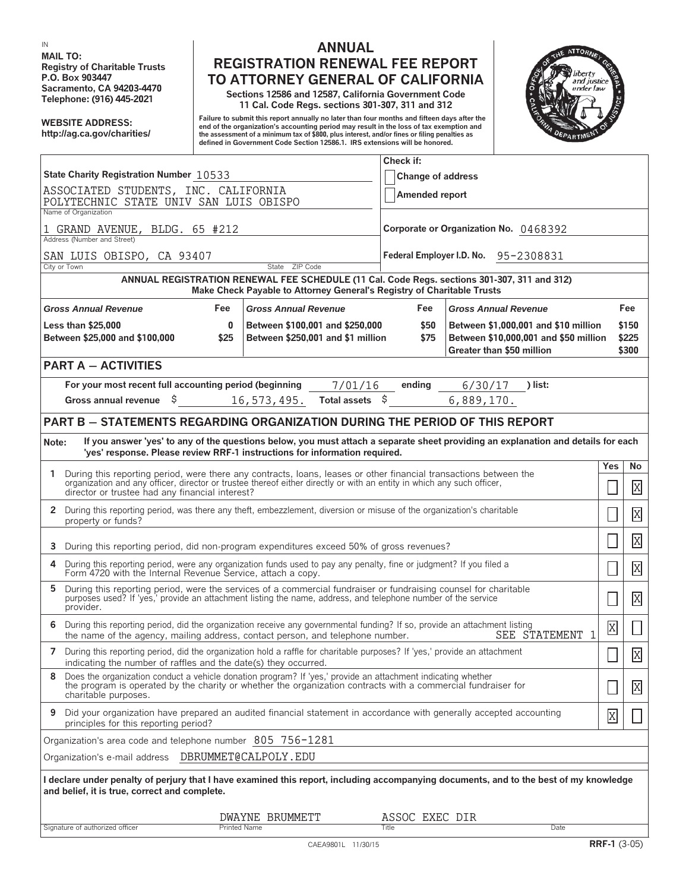IN

**MAIL TO:**
**Registry of Charitable Trusts**
**P.O. Box 903447**
**Sacramento, CA 94203-4470**
**Telephone: (916) 445-2021**

**WEBSITE ADDRESS:**
**http://ag.ca.gov/charities/**

# ANNUAL REGISTRATION RENEWAL FEE REPORT TO ATTORNEY GENERAL OF CALIFORNIA

**Sections 12586 and 12587, California Government Code**
**11 Cal. Code Regs. sections 301-307, 311 and 312**

**Failure to submit this report annually no later than four months and fifteen days after the end of the organization's accounting period may result in the loss of tax exemption and the assessment of a minimum tax of $800, plus interest, and/or fines or filing penalties as defined in Government Code Section 12586.1. IRS extensions will be honored.**

**State Charity Registration Number** 10533

ASSOCIATED STUDENTS, INC. CALIFORNIA POLYTECHNIC STATE UNIV SAN LUIS OBISPO
Name of Organization

1 GRAND AVENUE, BLDG. 65 #212
Address (Number and Street)

SAN LUIS OBISPO, CA 93407
City or Town / State / ZIP Code

**Check if:**
☐ Change of address
☐ Amended report

**Corporate or Organization No.** 0468392

**Federal Employer I.D. No.** 95-2308831

**ANNUAL REGISTRATION RENEWAL FEE SCHEDULE (11 Cal. Code Regs. sections 301-307, 311 and 312)**
**Make Check Payable to Attorney General's Registry of Charitable Trusts**

| *Gross Annual Revenue* | Fee | *Gross Annual Revenue* | Fee | *Gross Annual Revenue* | Fee |
|---|---|---|---|---|---|
| Less than $25,000 | 0 | Between $100,001 and $250,000 | $50 | Between $1,000,001 and $10 million | $150 |
| Between $25,000 and $100,000 | $25 | Between $250,001 and $1 million | $75 | Between $10,000,001 and $50 million | $225 |
| | | | | Greater than $50 million | $300 |

## PART A — ACTIVITIES

For your most recent full accounting period (beginning 7/01/16 ending 6/30/17 ) list:

Gross annual revenue $ 16,573,495. Total assets $ 6,889,170.

## PART B — STATEMENTS REGARDING ORGANIZATION DURING THE PERIOD OF THIS REPORT

**Note: If you answer 'yes' to any of the questions below, you must attach a separate sheet providing an explanation and details for each 'yes' response. Please review RRF-1 instructions for information required.**

| | Question | Yes | No |
|---|---|---|---|
| 1 | During this reporting period, were there any contracts, loans, leases or other financial transactions between the organization and any officer, director or trustee thereof either directly or with an entity in which any such officer, director or trustee had any financial interest? | | X |
| 2 | During this reporting period, was there any theft, embezzlement, diversion or misuse of the organization's charitable property or funds? | | X |
| 3 | During this reporting period, did non-program expenditures exceed 50% of gross revenues? | | X |
| 4 | During this reporting period, were any organization funds used to pay any penalty, fine or judgment? If you filed a Form 4720 with the Internal Revenue Service, attach a copy. | | X |
| 5 | During this reporting period, were the services of a commercial fundraiser or fundraising counsel for charitable purposes used? If 'yes,' provide an attachment listing the name, address, and telephone number of the service provider. | | X |
| 6 | During this reporting period, did the organization receive any governmental funding? If so, provide an attachment listing the name of the agency, mailing address, contact person, and telephone number. SEE STATEMENT 1 | X | |
| 7 | During this reporting period, did the organization hold a raffle for charitable purposes? If 'yes,' provide an attachment indicating the number of raffles and the date(s) they occurred. | | X |
| 8 | Does the organization conduct a vehicle donation program? If 'yes,' provide an attachment indicating whether the program is operated by the charity or whether the organization contracts with a commercial fundraiser for charitable purposes. | | X |
| 9 | Did your organization have prepared an audited financial statement in accordance with generally accepted accounting principles for this reporting period? | X | |

Organization's area code and telephone number 805 756-1281

Organization's e-mail address DBRUMMET@CALPOLY.EDU

**I declare under penalty of perjury that I have examined this report, including accompanying documents, and to the best of my knowledge and belief, it is true, correct and complete.**

| Signature of authorized officer | Printed Name | Title | Date |
|---|---|---|---|
| | DWAYNE BRUMMETT | ASSOC EXEC DIR | |

CAEA9801L 11/30/15 **RRF-1** (3-05)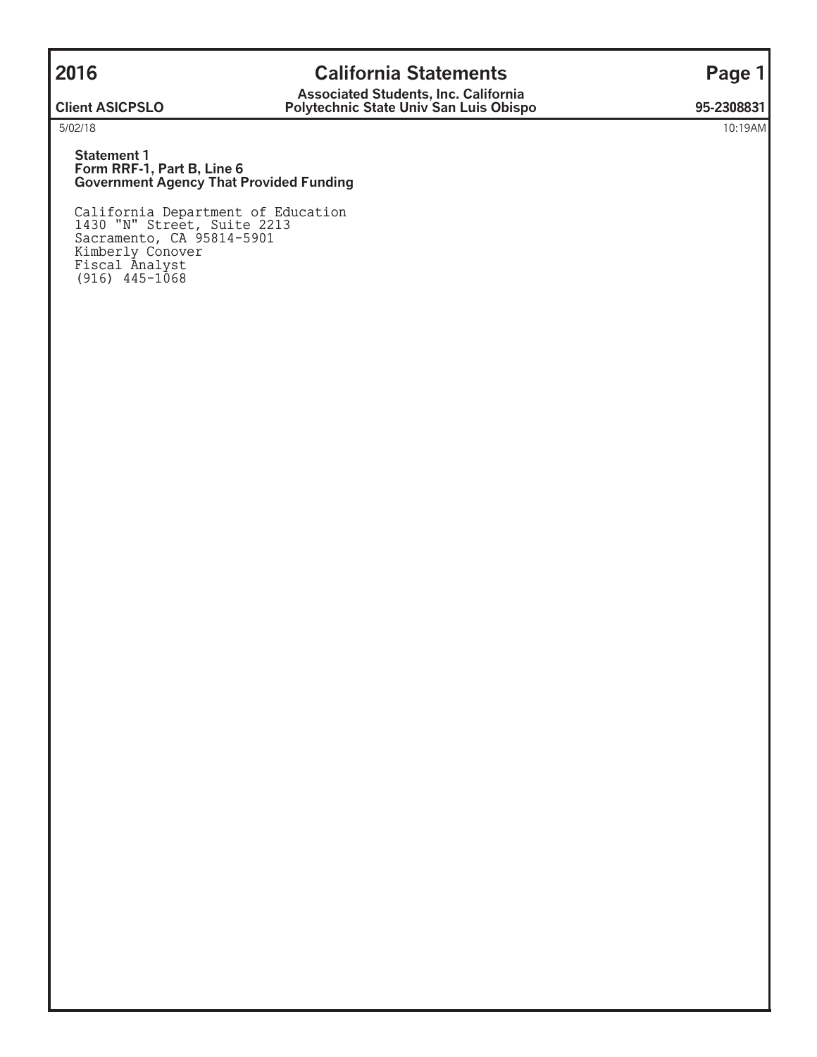# 2016 California Statements

**Client ASICPSLO**

**Associated Students, Inc. California Polytechnic State Univ San Luis Obispo**

**95-2308831**

5/02/18 10:19AM

### Statement 1
**Form RRF-1, Part B, Line 6**
**Government Agency That Provided Funding**

California Department of Education
1430 "N" Street, Suite 2213
Sacramento, CA 95814-5901
Kimberly Conover
Fiscal Analyst
(916) 445-1068